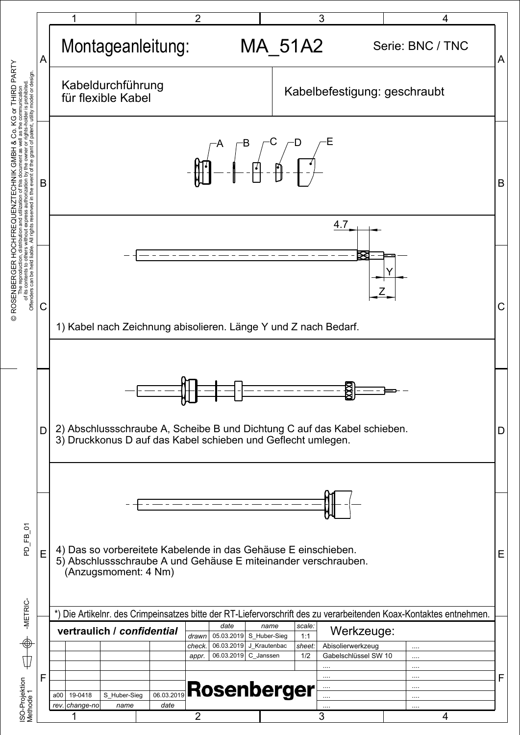# Montageanleitung: MA_51A2

Serie: BNC / TNC

Kabeldurchführung für flexible Kabel

Kabelbefestigung: geschraubt

A B C D E

4.7

Y

Z

1) Kabel nach Zeichnung abisolieren. Länge Y und Z nach Bedarf.

2) Abschlussschraube A, Scheibe B und Dichtung C auf das Kabel schieben.
3) Druckkonus D auf das Kabel schieben und Geflecht umlegen.

4) Das so vorbereitete Kabelende in das Gehäuse E einschieben.
5) Abschlussschraube A und Gehäuse E miteinander verschrauben.
(Anzugsmoment: 4 Nm)

*) Die Artikelnr. des Crimpeinsatzes bitte der RT-Liefervorschrift des zu verarbeitenden Koax-Kontaktes entnehmen.

**vertraulich / *confidential***

| | date | name | scale: |
|---|---|---|---|
| drawn | 05.03.2019 | S_Huber-Sieg | 1:1 |
| check. | 06.03.2019 | J_Krautenbac | sheet: |
| appr. | 06.03.2019 | C_Janssen | 1/2 |

| rev. | change-no | name | date |
|---|---|---|---|
| a00 | 19-0418 | S_Huber-Sieg | 06.03.2019 |

**Rosenberger**

| Werkzeuge: | |
|---|---|
| Abisolierwerkzeug | .... |
| Gabelschlüssel SW 10 | .... |
| .... | .... |
| .... | .... |
| .... | .... |
| .... | .... |
| .... | .... |

© ROSENBERGER HOCHFREQUENZTECHNIK GMBH & Co. KG or THIRD PARTY
The reproduction, distribution and utilization of this document as well as the communication of its contents to others without express authorization by the owner or rights-holder is prohibited. Offenders can be held liable. All rights reserved in the event of the grant of patent, utility model or design.

PD_FB_01

-METRIC-

ISO-Projektion Methode 1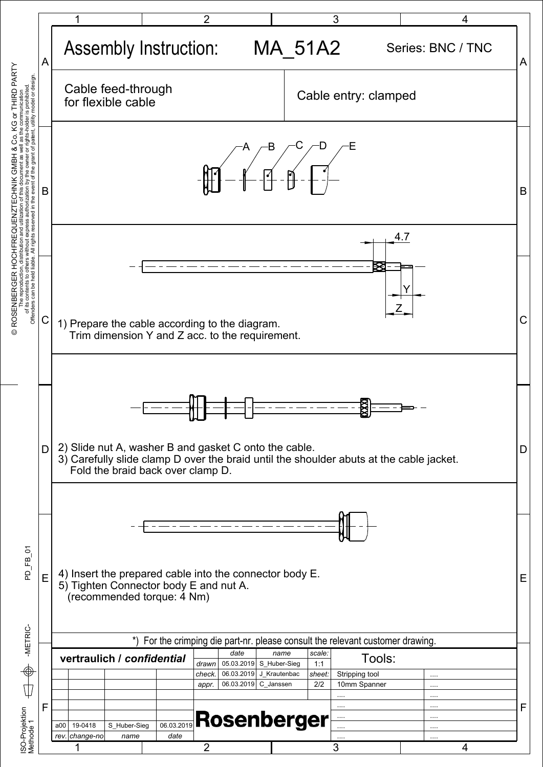# Assembly Instruction: MA_51A2

Series: BNC / TNC

Cable feed-through for flexible cable

Cable entry: clamped

A B C D E

4.7

Y

Z

1) Prepare the cable according to the diagram.
   Trim dimension Y and Z acc. to the requirement.

2) Slide nut A, washer B and gasket C onto the cable.
3) Carefully slide clamp D over the braid until the shoulder abuts at the cable jacket.
   Fold the braid back over clamp D.

4) Insert the prepared cable into the connector body E.
5) Tighten Connector body E and nut A.
   (recommended torque: 4 Nm)

*) For the crimping die part-nr. please consult the relevant customer drawing.

**vertraulich / *confidential***

| | date | name | scale: |
|---|---|---|---|
| drawn | 05.03.2019 | S_Huber-Sieg | 1:1 |
| check. | 06.03.2019 | J_Krautenbac | sheet: |
| appr. | 06.03.2019 | C_Janssen | 2/2 |

| Tools: | |
|---|---|
| Stripping tool | .... |
| 10mm Spanner | .... |
| .... | .... |
| .... | .... |
| .... | .... |
| .... | .... |
| .... | .... |

| rev. | change-no | name | date |
|---|---|---|---|
| a00 | 19-0418 | S_Huber-Sieg | 06.03.2019 |

**Rosenberger**

© ROSENBERGER HOCHFREQUENZTECHNIK GMBH & Co. KG or THIRD PARTY
The reproduction, distribution and utilization of this document as well as the communication of its contents to others without express authorization by the owner or rights-holder is prohibited. Offenders can be held liable. All rights reserved in the event of the grant of patent, utility model or design.

PD_FB_01

-METRIC-

ISO-Projektion Methode 1